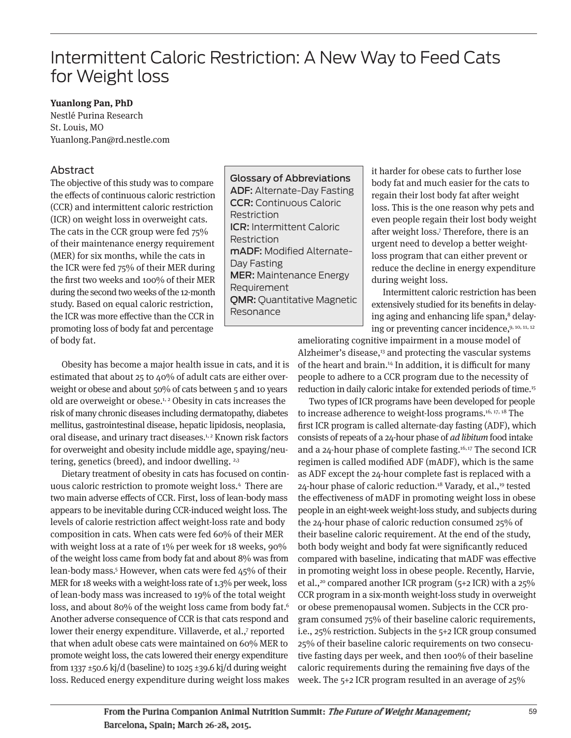# Intermittent Caloric Restriction: A New Way to Feed Cats for Weight loss

**Yuanlong Pan, PhD**
Nestlé Purina Research
St. Louis, MO
Yuanlong.Pan@rd.nestle.com

## Abstract

The objective of this study was to compare the effects of continuous caloric restriction (CCR) and intermittent caloric restriction (ICR) on weight loss in overweight cats. The cats in the CCR group were fed 75% of their maintenance energy requirement (MER) for six months, while the cats in the ICR were fed 75% of their MER during the first two weeks and 100% of their MER during the second two weeks of the 12-month study. Based on equal caloric restriction, the ICR was more effective than the CCR in promoting loss of body fat and percentage of body fat.

> **Glossary of Abbreviations**
> **ADF:** Alternate-Day Fasting
> **CCR:** Continuous Caloric Restriction
> **ICR:** Intermittent Caloric Restriction
> **mADF:** Modified Alternate-Day Fasting
> **MER:** Maintenance Energy Requirement
> **QMR:** Quantitative Magnetic Resonance

Obesity has become a major health issue in cats, and it is estimated that about 25 to 40% of adult cats are either overweight or obese and about 50% of cats between 5 and 10 years old are overweight or obese.[1, 2] Obesity in cats increases the risk of many chronic diseases including dermatopathy, diabetes mellitus, gastrointestinal disease, hepatic lipidosis, neoplasia, oral disease, and urinary tract diseases.[1, 2] Known risk factors for overweight and obesity include middle age, spaying/neutering, genetics (breed), and indoor dwelling. [2,3]

Dietary treatment of obesity in cats has focused on continuous caloric restriction to promote weight loss.[4] There are two main adverse effects of CCR. First, loss of lean-body mass appears to be inevitable during CCR-induced weight loss. The levels of calorie restriction affect weight-loss rate and body composition in cats. When cats were fed 60% of their MER with weight loss at a rate of 1% per week for 18 weeks, 90% of the weight loss came from body fat and about 8% was from lean-body mass.[5] However, when cats were fed 45% of their MER for 18 weeks with a weight-loss rate of 1.3% per week, loss of lean-body mass was increased to 19% of the total weight loss, and about 80% of the weight loss came from body fat.[6] Another adverse consequence of CCR is that cats respond and lower their energy expenditure. Villaverde, et al.,[7] reported that when adult obese cats were maintained on 60% MER to promote weight loss, the cats lowered their energy expenditure from 1337 ±50.6 kj/d (baseline) to 1025 ±39.6 kj/d during weight loss. Reduced energy expenditure during weight loss makes it harder for obese cats to further lose body fat and much easier for the cats to regain their lost body fat after weight loss. This is the one reason why pets and even people regain their lost body weight after weight loss.[7] Therefore, there is an urgent need to develop a better weight-loss program that can either prevent or reduce the decline in energy expenditure during weight loss.

Intermittent caloric restriction has been extensively studied for its benefits in delaying aging and enhancing life span,[8] delaying or preventing cancer incidence,[9, 10, 11, 12] ameliorating cognitive impairment in a mouse model of Alzheimer's disease,[13] and protecting the vascular systems of the heart and brain.[14] In addition, it is difficult for many people to adhere to a CCR program due to the necessity of reduction in daily caloric intake for extended periods of time.[15]

Two types of ICR programs have been developed for people to increase adherence to weight-loss programs.[16, 17, 18] The first ICR program is called alternate-day fasting (ADF), which consists of repeats of a 24-hour phase of *ad libitum* food intake and a 24-hour phase of complete fasting.[16,17] The second ICR regimen is called modified ADF (mADF), which is the same as ADF except the 24-hour complete fast is replaced with a 24-hour phase of caloric reduction.[18] Varady, et al.,[19] tested the effectiveness of mADF in promoting weight loss in obese people in an eight-week weight-loss study, and subjects during the 24-hour phase of caloric reduction consumed 25% of their baseline caloric requirement. At the end of the study, both body weight and body fat were significantly reduced compared with baseline, indicating that mADF was effective in promoting weight loss in obese people. Recently, Harvie, et al.,[20] compared another ICR program (5+2 ICR) with a 25% CCR program in a six-month weight-loss study in overweight or obese premenopausal women. Subjects in the CCR program consumed 75% of their baseline caloric requirements, i.e., 25% restriction. Subjects in the 5+2 ICR group consumed 25% of their baseline caloric requirements on two consecutive fasting days per week, and then 100% of their baseline caloric requirements during the remaining five days of the week. The 5+2 ICR program resulted in an average of 25%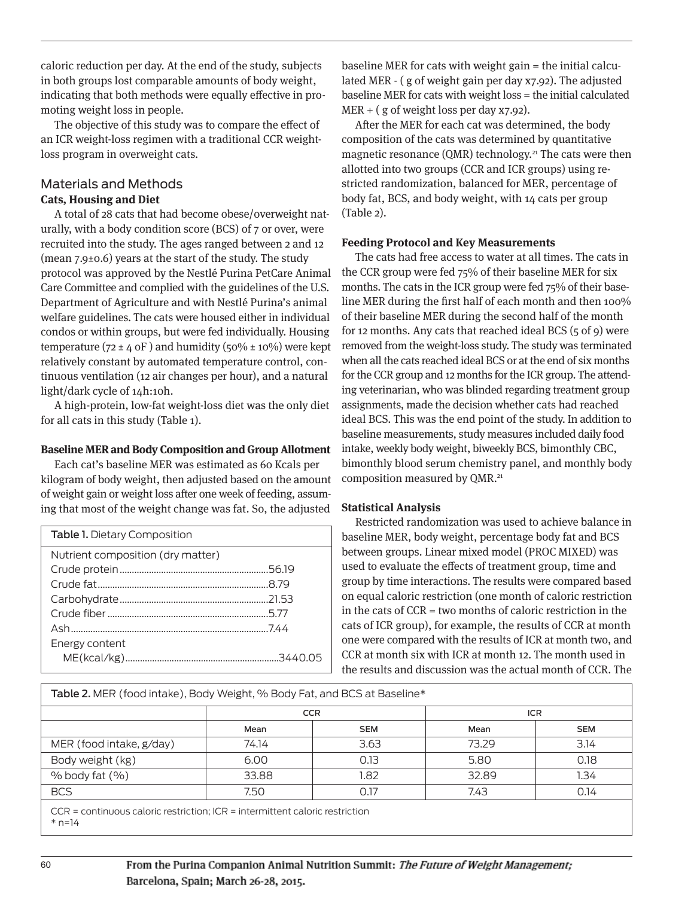caloric reduction per day. At the end of the study, subjects in both groups lost comparable amounts of body weight, indicating that both methods were equally effective in promoting weight loss in people.

The objective of this study was to compare the effect of an ICR weight-loss regimen with a traditional CCR weight-loss program in overweight cats.

## Materials and Methods

### Cats, Housing and Diet

A total of 28 cats that had become obese/overweight naturally, with a body condition score (BCS) of 7 or over, were recruited into the study. The ages ranged between 2 and 12 (mean 7.9±0.6) years at the start of the study. The study protocol was approved by the Nestlé Purina PetCare Animal Care Committee and complied with the guidelines of the U.S. Department of Agriculture and with Nestlé Purina's animal welfare guidelines. The cats were housed either in individual condos or within groups, but were fed individually. Housing temperature (72 ± 4 oF ) and humidity (50% ± 10%) were kept relatively constant by automated temperature control, continuous ventilation (12 air changes per hour), and a natural light/dark cycle of 14h:10h.

A high-protein, low-fat weight-loss diet was the only diet for all cats in this study (Table 1).

### Baseline MER and Body Composition and Group Allotment

Each cat's baseline MER was estimated as 60 Kcals per kilogram of body weight, then adjusted based on the amount of weight gain or weight loss after one week of feeding, assuming that most of the weight change was fat. So, the adjusted baseline MER for cats with weight gain = the initial calculated MER - ( g of weight gain per day x7.92). The adjusted baseline MER for cats with weight loss = the initial calculated MER + ( g of weight loss per day x7.92).

After the MER for each cat was determined, the body composition of the cats was determined by quantitative magnetic resonance (QMR) technology.[21] The cats were then allotted into two groups (CCR and ICR groups) using restricted randomization, balanced for MER, percentage of body fat, BCS, and body weight, with 14 cats per group (Table 2).

| Table 1. Dietary Composition | |
|---|---|
| Nutrient composition (dry matter) | |
| Crude protein | 56.19 |
| Crude fat | 8.79 |
| Carbohydrate | 21.53 |
| Crude fiber | 5.77 |
| Ash | 7.44 |
| Energy content | |
| ME(kcal/kg) | 3440.05 |

### Feeding Protocol and Key Measurements

The cats had free access to water at all times. The cats in the CCR group were fed 75% of their baseline MER for six months. The cats in the ICR group were fed 75% of their baseline MER during the first half of each month and then 100% of their baseline MER during the second half of the month for 12 months. Any cats that reached ideal BCS (5 of 9) were removed from the weight-loss study. The study was terminated when all the cats reached ideal BCS or at the end of six months for the CCR group and 12 months for the ICR group. The attending veterinarian, who was blinded regarding treatment group assignments, made the decision whether cats had reached ideal BCS. This was the end point of the study. In addition to baseline measurements, study measures included daily food intake, weekly body weight, biweekly BCS, bimonthly CBC, bimonthly blood serum chemistry panel, and monthly body composition measured by QMR.[21]

### Statistical Analysis

Restricted randomization was used to achieve balance in baseline MER, body weight, percentage body fat and BCS between groups. Linear mixed model (PROC MIXED) was used to evaluate the effects of treatment group, time and group by time interactions. The results were compared based on equal caloric restriction (one month of caloric restriction in the cats of CCR = two months of caloric restriction in the cats of ICR group), for example, the results of CCR at month one were compared with the results of ICR at month two, and CCR at month six with ICR at month 12. The month used in the results and discussion was the actual month of CCR. The

**Table 2.** MER (food intake), Body Weight, % Body Fat, and BCS at Baseline*

| | CCR | | ICR | |
|---|---|---|---|---|
| | Mean | SEM | Mean | SEM |
| MER (food intake, g/day) | 74.14 | 3.63 | 73.29 | 3.14 |
| Body weight (kg) | 6.00 | 0.13 | 5.80 | 0.18 |
| % body fat (%) | 33.88 | 1.82 | 32.89 | 1.34 |
| BCS | 7.50 | 0.17 | 7.43 | 0.14 |

CCR = continuous caloric restriction; ICR = intermittent caloric restriction
* n=14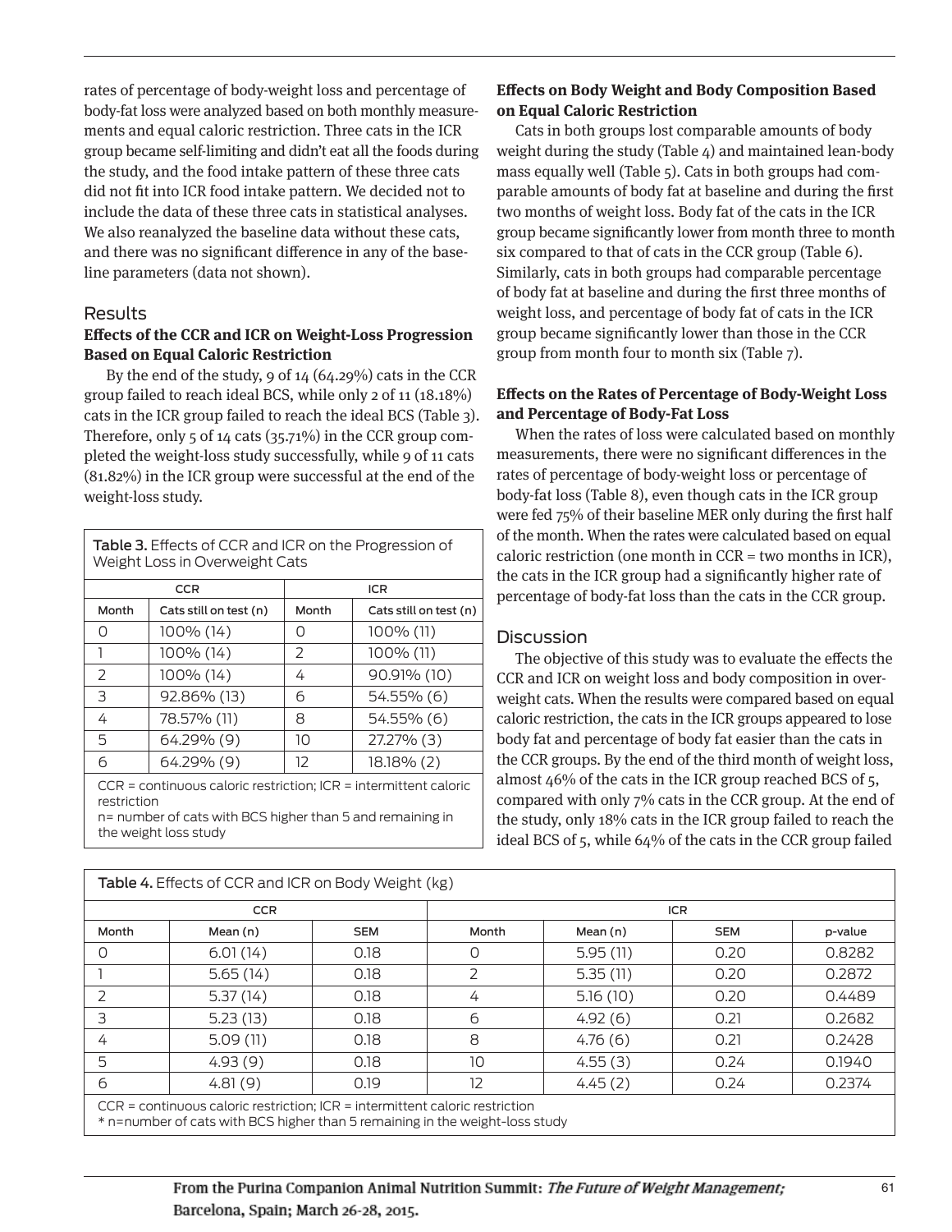rates of percentage of body-weight loss and percentage of body-fat loss were analyzed based on both monthly measurements and equal caloric restriction. Three cats in the ICR group became self-limiting and didn't eat all the foods during the study, and the food intake pattern of these three cats did not fit into ICR food intake pattern. We decided not to include the data of these three cats in statistical analyses. We also reanalyzed the baseline data without these cats, and there was no significant difference in any of the baseline parameters (data not shown).

## Results

### Effects of the CCR and ICR on Weight-Loss Progression Based on Equal Caloric Restriction

By the end of the study, 9 of 14 (64.29%) cats in the CCR group failed to reach ideal BCS, while only 2 of 11 (18.18%) cats in the ICR group failed to reach the ideal BCS (Table 3). Therefore, only 5 of 14 cats (35.71%) in the CCR group completed the weight-loss study successfully, while 9 of 11 cats (81.82%) in the ICR group were successful at the end of the weight-loss study.

**Table 3.** Effects of CCR and ICR on the Progression of Weight Loss in Overweight Cats

| CCR | | ICR | |
|---|---|---|---|
| Month | Cats still on test (n) | Month | Cats still on test (n) |
| 0 | 100% (14) | 0 | 100% (11) |
| 1 | 100% (14) | 2 | 100% (11) |
| 2 | 100% (14) | 4 | 90.91% (10) |
| 3 | 92.86% (13) | 6 | 54.55% (6) |
| 4 | 78.57% (11) | 8 | 54.55% (6) |
| 5 | 64.29% (9) | 10 | 27.27% (3) |
| 6 | 64.29% (9) | 12 | 18.18% (2) |

CCR = continuous caloric restriction; ICR = intermittent caloric restriction
n= number of cats with BCS higher than 5 and remaining in the weight loss study

### Effects on Body Weight and Body Composition Based on Equal Caloric Restriction

Cats in both groups lost comparable amounts of body weight during the study (Table 4) and maintained lean-body mass equally well (Table 5). Cats in both groups had comparable amounts of body fat at baseline and during the first two months of weight loss. Body fat of the cats in the ICR group became significantly lower from month three to month six compared to that of cats in the CCR group (Table 6). Similarly, cats in both groups had comparable percentage of body fat at baseline and during the first three months of weight loss, and percentage of body fat of cats in the ICR group became significantly lower than those in the CCR group from month four to month six (Table 7).

### Effects on the Rates of Percentage of Body-Weight Loss and Percentage of Body-Fat Loss

When the rates of loss were calculated based on monthly measurements, there were no significant differences in the rates of percentage of body-weight loss or percentage of body-fat loss (Table 8), even though cats in the ICR group were fed 75% of their baseline MER only during the first half of the month. When the rates were calculated based on equal caloric restriction (one month in CCR = two months in ICR), the cats in the ICR group had a significantly higher rate of percentage of body-fat loss than the cats in the CCR group.

## Discussion

The objective of this study was to evaluate the effects the CCR and ICR on weight loss and body composition in overweight cats. When the results were compared based on equal caloric restriction, the cats in the ICR groups appeared to lose body fat and percentage of body fat easier than the cats in the CCR groups. By the end of the third month of weight loss, almost 46% of the cats in the ICR group reached BCS of 5, compared with only 7% cats in the CCR group. At the end of the study, only 18% cats in the ICR group failed to reach the ideal BCS of 5, while 64% of the cats in the CCR group failed

**Table 4.** Effects of CCR and ICR on Body Weight (kg)

| CCR | | | ICR | | | |
|---|---|---|---|---|---|---|
| Month | Mean (n) | SEM | Month | Mean (n) | SEM | p-value |
| 0 | 6.01 (14) | 0.18 | 0 | 5.95 (11) | 0.20 | 0.8282 |
| 1 | 5.65 (14) | 0.18 | 2 | 5.35 (11) | 0.20 | 0.2872 |
| 2 | 5.37 (14) | 0.18 | 4 | 5.16 (10) | 0.20 | 0.4489 |
| 3 | 5.23 (13) | 0.18 | 6 | 4.92 (6) | 0.21 | 0.2682 |
| 4 | 5.09 (11) | 0.18 | 8 | 4.76 (6) | 0.21 | 0.2428 |
| 5 | 4.93 (9) | 0.18 | 10 | 4.55 (3) | 0.24 | 0.1940 |
| 6 | 4.81 (9) | 0.19 | 12 | 4.45 (2) | 0.24 | 0.2374 |

CCR = continuous caloric restriction; ICR = intermittent caloric restriction
* n=number of cats with BCS higher than 5 remaining in the weight-loss study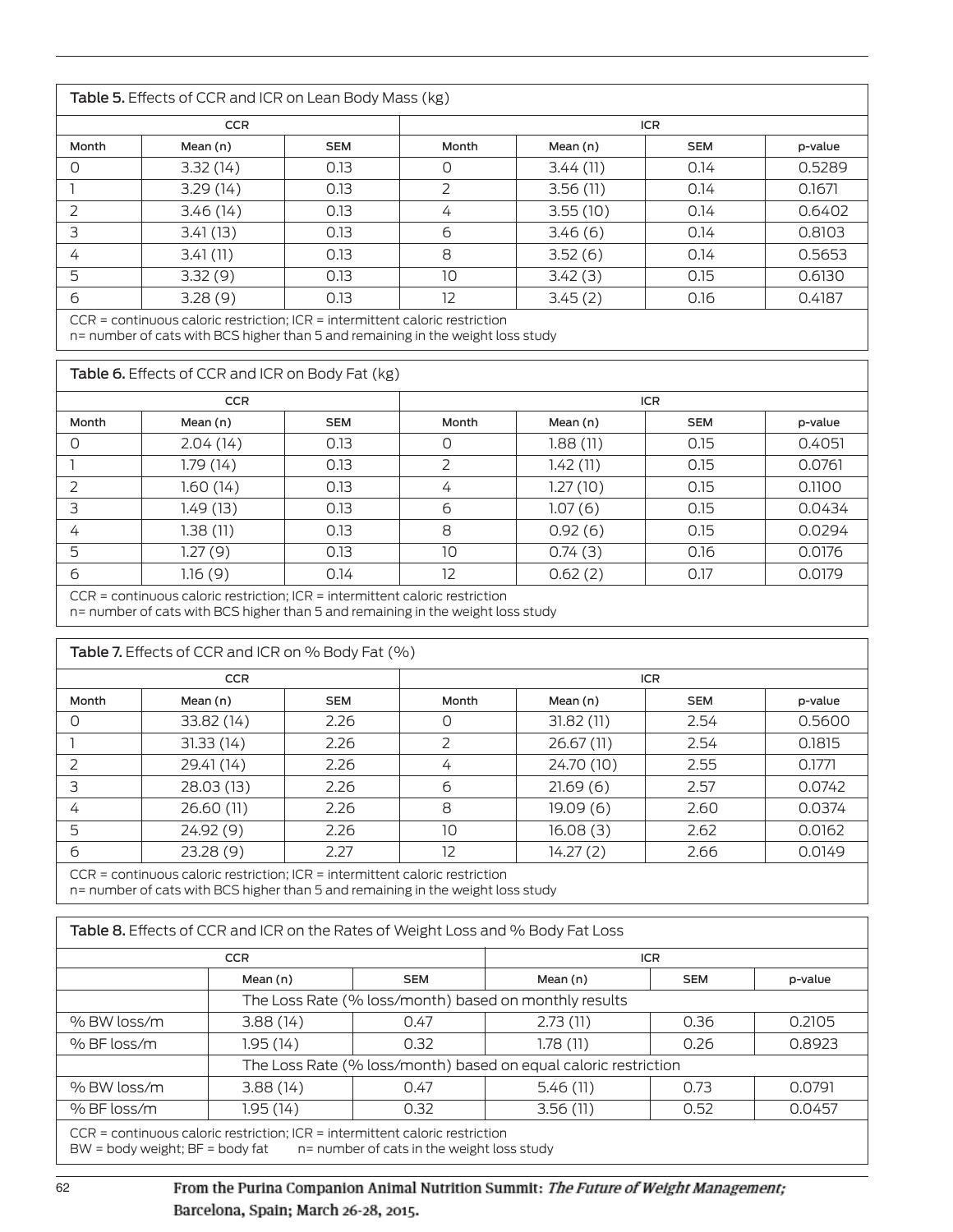**Table 5.** Effects of CCR and ICR on Lean Body Mass (kg)

| CCR | | | ICR | | | |
|---|---|---|---|---|---|---|
| Month | Mean (n) | SEM | Month | Mean (n) | SEM | p-value |
| 0 | 3.32 (14) | 0.13 | 0 | 3.44 (11) | 0.14 | 0.5289 |
| 1 | 3.29 (14) | 0.13 | 2 | 3.56 (11) | 0.14 | 0.1671 |
| 2 | 3.46 (14) | 0.13 | 4 | 3.55 (10) | 0.14 | 0.6402 |
| 3 | 3.41 (13) | 0.13 | 6 | 3.46 (6) | 0.14 | 0.8103 |
| 4 | 3.41 (11) | 0.13 | 8 | 3.52 (6) | 0.14 | 0.5653 |
| 5 | 3.32 (9) | 0.13 | 10 | 3.42 (3) | 0.15 | 0.6130 |
| 6 | 3.28 (9) | 0.13 | 12 | 3.45 (2) | 0.16 | 0.4187 |

CCR = continuous caloric restriction; ICR = intermittent caloric restriction
n= number of cats with BCS higher than 5 and remaining in the weight loss study

**Table 6.** Effects of CCR and ICR on Body Fat (kg)

| CCR | | | ICR | | | |
|---|---|---|---|---|---|---|
| Month | Mean (n) | SEM | Month | Mean (n) | SEM | p-value |
| 0 | 2.04 (14) | 0.13 | 0 | 1.88 (11) | 0.15 | 0.4051 |
| 1 | 1.79 (14) | 0.13 | 2 | 1.42 (11) | 0.15 | 0.0761 |
| 2 | 1.60 (14) | 0.13 | 4 | 1.27 (10) | 0.15 | 0.1100 |
| 3 | 1.49 (13) | 0.13 | 6 | 1.07 (6) | 0.15 | 0.0434 |
| 4 | 1.38 (11) | 0.13 | 8 | 0.92 (6) | 0.15 | 0.0294 |
| 5 | 1.27 (9) | 0.13 | 10 | 0.74 (3) | 0.16 | 0.0176 |
| 6 | 1.16 (9) | 0.14 | 12 | 0.62 (2) | 0.17 | 0.0179 |

CCR = continuous caloric restriction; ICR = intermittent caloric restriction
n= number of cats with BCS higher than 5 and remaining in the weight loss study

**Table 7.** Effects of CCR and ICR on % Body Fat (%)

| CCR | | | ICR | | | |
|---|---|---|---|---|---|---|
| Month | Mean (n) | SEM | Month | Mean (n) | SEM | p-value |
| 0 | 33.82 (14) | 2.26 | 0 | 31.82 (11) | 2.54 | 0.5600 |
| 1 | 31.33 (14) | 2.26 | 2 | 26.67 (11) | 2.54 | 0.1815 |
| 2 | 29.41 (14) | 2.26 | 4 | 24.70 (10) | 2.55 | 0.1771 |
| 3 | 28.03 (13) | 2.26 | 6 | 21.69 (6) | 2.57 | 0.0742 |
| 4 | 26.60 (11) | 2.26 | 8 | 19.09 (6) | 2.60 | 0.0374 |
| 5 | 24.92 (9) | 2.26 | 10 | 16.08 (3) | 2.62 | 0.0162 |
| 6 | 23.28 (9) | 2.27 | 12 | 14.27 (2) | 2.66 | 0.0149 |

CCR = continuous caloric restriction; ICR = intermittent caloric restriction
n= number of cats with BCS higher than 5 and remaining in the weight loss study

**Table 8.** Effects of CCR and ICR on the Rates of Weight Loss and % Body Fat Loss

| | CCR | | ICR | | |
|---|---|---|---|---|---|
| | Mean (n) | SEM | Mean (n) | SEM | p-value |
| | The Loss Rate (% loss/month) based on monthly results | | | | |
| % BW loss/m | 3.88 (14) | 0.47 | 2.73 (11) | 0.36 | 0.2105 |
| % BF loss/m | 1.95 (14) | 0.32 | 1.78 (11) | 0.26 | 0.8923 |
| | The Loss Rate (% loss/month) based on equal caloric restriction | | | | |
| % BW loss/m | 3.88 (14) | 0.47 | 5.46 (11) | 0.73 | 0.0791 |
| % BF loss/m | 1.95 (14) | 0.32 | 3.56 (11) | 0.52 | 0.0457 |

CCR = continuous caloric restriction; ICR = intermittent caloric restriction
BW = body weight; BF = body fat n= number of cats in the weight loss study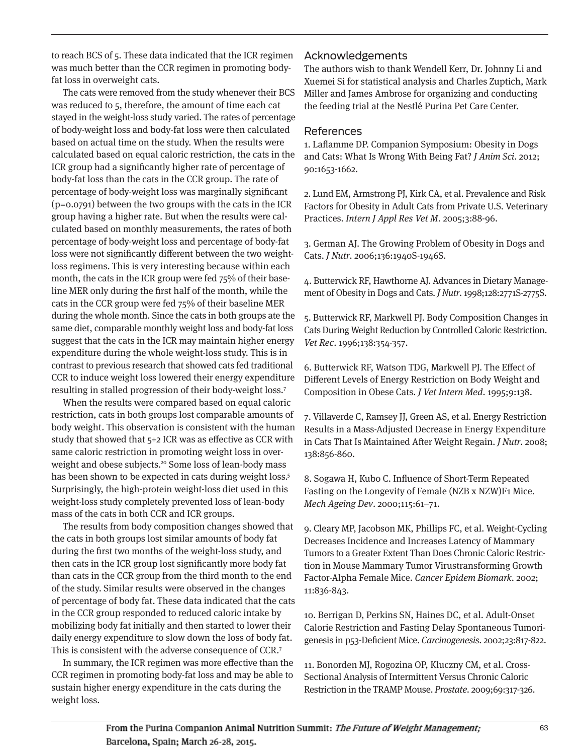to reach BCS of 5. These data indicated that the ICR regimen was much better than the CCR regimen in promoting body-fat loss in overweight cats.

The cats were removed from the study whenever their BCS was reduced to 5, therefore, the amount of time each cat stayed in the weight-loss study varied. The rates of percentage of body-weight loss and body-fat loss were then calculated based on actual time on the study. When the results were calculated based on equal caloric restriction, the cats in the ICR group had a significantly higher rate of percentage of body-fat loss than the cats in the CCR group. The rate of percentage of body-weight loss was marginally significant ($p=0.0791$) between the two groups with the cats in the ICR group having a higher rate. But when the results were calculated based on monthly measurements, the rates of both percentage of body-weight loss and percentage of body-fat loss were not significantly different between the two weight-loss regimens. This is very interesting because within each month, the cats in the ICR group were fed 75% of their baseline MER only during the first half of the month, while the cats in the CCR group were fed 75% of their baseline MER during the whole month. Since the cats in both groups ate the same diet, comparable monthly weight loss and body-fat loss suggest that the cats in the ICR may maintain higher energy expenditure during the whole weight-loss study. This is in contrast to previous research that showed cats fed traditional CCR to induce weight loss lowered their energy expenditure resulting in stalled progression of their body-weight loss.[7]

When the results were compared based on equal caloric restriction, cats in both groups lost comparable amounts of body weight. This observation is consistent with the human study that showed that 5+2 ICR was as effective as CCR with same caloric restriction in promoting weight loss in overweight and obese subjects.[20] Some loss of lean-body mass has been shown to be expected in cats during weight loss.[5] Surprisingly, the high-protein weight-loss diet used in this weight-loss study completely prevented loss of lean-body mass of the cats in both CCR and ICR groups.

The results from body composition changes showed that the cats in both groups lost similar amounts of body fat during the first two months of the weight-loss study, and then cats in the ICR group lost significantly more body fat than cats in the CCR group from the third month to the end of the study. Similar results were observed in the changes of percentage of body fat. These data indicated that the cats in the CCR group responded to reduced caloric intake by mobilizing body fat initially and then started to lower their daily energy expenditure to slow down the loss of body fat. This is consistent with the adverse consequence of CCR.[7]

In summary, the ICR regimen was more effective than the CCR regimen in promoting body-fat loss and may be able to sustain higher energy expenditure in the cats during the weight loss.

## Acknowledgements

The authors wish to thank Wendell Kerr, Dr. Johnny Li and Xuemei Si for statistical analysis and Charles Zuptich, Mark Miller and James Ambrose for organizing and conducting the feeding trial at the Nestlé Purina Pet Care Center.

## References

1. Laflamme DP. Companion Symposium: Obesity in Dogs and Cats: What Is Wrong With Being Fat? *J Anim Sci*. 2012; 90:1653-1662.

2. Lund EM, Armstrong PJ, Kirk CA, et al. Prevalence and Risk Factors for Obesity in Adult Cats from Private U.S. Veterinary Practices. *Intern J Appl Res Vet M*. 2005;3:88-96.

3. German AJ. The Growing Problem of Obesity in Dogs and Cats. *J Nutr*. 2006;136:1940S-1946S.

4. Butterwick RF, Hawthorne AJ. Advances in Dietary Management of Obesity in Dogs and Cats. *J Nutr*. 1998;128:2771S-2775S.

5. Butterwick RF, Markwell PJ. Body Composition Changes in Cats During Weight Reduction by Controlled Caloric Restriction. *Vet Rec*. 1996;138:354-357.

6. Butterwick RF, Watson TDG, Markwell PJ. The Effect of Different Levels of Energy Restriction on Body Weight and Composition in Obese Cats. *J Vet Intern Med*. 1995;9:138.

7. Villaverde C, Ramsey JJ, Green AS, et al. Energy Restriction Results in a Mass-Adjusted Decrease in Energy Expenditure in Cats That Is Maintained After Weight Regain. *J Nutr*. 2008; 138:856-860.

8. Sogawa H, Kubo C. Influence of Short-Term Repeated Fasting on the Longevity of Female (NZB x NZW)F1 Mice. *Mech Ageing Dev*. 2000;115:61–71.

9. Cleary MP, Jacobson MK, Phillips FC, et al. Weight-Cycling Decreases Incidence and Increases Latency of Mammary Tumors to a Greater Extent Than Does Chronic Caloric Restriction in Mouse Mammary Tumor Virustransforming Growth Factor-Alpha Female Mice. *Cancer Epidem Biomark*. 2002; 11:836-843.

10. Berrigan D, Perkins SN, Haines DC, et al. Adult-Onset Calorie Restriction and Fasting Delay Spontaneous Tumorigenesis in p53-Deficient Mice. *Carcinogenesis*. 2002;23:817-822.

11. Bonorden MJ, Rogozina OP, Kluczny CM, et al. Cross-Sectional Analysis of Intermittent Versus Chronic Caloric Restriction in the TRAMP Mouse. *Prostate*. 2009;69:317-326.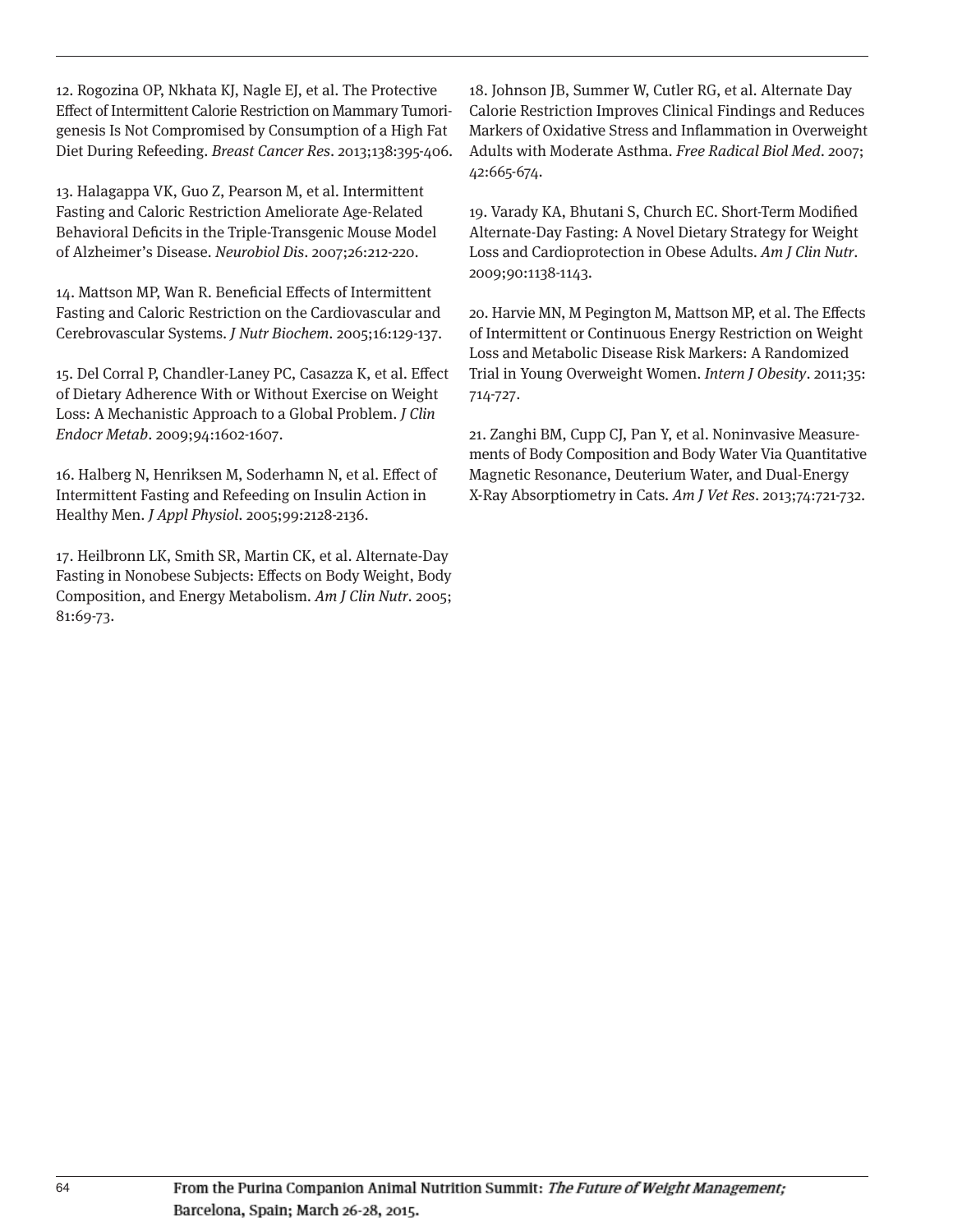12. Rogozina OP, Nkhata KJ, Nagle EJ, et al. The Protective Effect of Intermittent Calorie Restriction on Mammary Tumorigenesis Is Not Compromised by Consumption of a High Fat Diet During Refeeding. *Breast Cancer Res*. 2013;138:395-406.

13. Halagappa VK, Guo Z, Pearson M, et al. Intermittent Fasting and Caloric Restriction Ameliorate Age-Related Behavioral Deficits in the Triple-Transgenic Mouse Model of Alzheimer's Disease. *Neurobiol Dis*. 2007;26:212-220.

14. Mattson MP, Wan R. Beneficial Effects of Intermittent Fasting and Caloric Restriction on the Cardiovascular and Cerebrovascular Systems. *J Nutr Biochem*. 2005;16:129-137.

15. Del Corral P, Chandler-Laney PC, Casazza K, et al. Effect of Dietary Adherence With or Without Exercise on Weight Loss: A Mechanistic Approach to a Global Problem. *J Clin Endocr Metab*. 2009;94:1602-1607.

16. Halberg N, Henriksen M, Soderhamn N, et al. Effect of Intermittent Fasting and Refeeding on Insulin Action in Healthy Men. *J Appl Physiol*. 2005;99:2128-2136.

17. Heilbronn LK, Smith SR, Martin CK, et al. Alternate-Day Fasting in Nonobese Subjects: Effects on Body Weight, Body Composition, and Energy Metabolism. *Am J Clin Nutr*. 2005; 81:69-73.

18. Johnson JB, Summer W, Cutler RG, et al. Alternate Day Calorie Restriction Improves Clinical Findings and Reduces Markers of Oxidative Stress and Inflammation in Overweight Adults with Moderate Asthma. *Free Radical Biol Med*. 2007; 42:665-674.

19. Varady KA, Bhutani S, Church EC. Short-Term Modified Alternate-Day Fasting: A Novel Dietary Strategy for Weight Loss and Cardioprotection in Obese Adults. *Am J Clin Nutr*. 2009;90:1138-1143.

20. Harvie MN, M Pegington M, Mattson MP, et al. The Effects of Intermittent or Continuous Energy Restriction on Weight Loss and Metabolic Disease Risk Markers: A Randomized Trial in Young Overweight Women. *Intern J Obesity*. 2011;35: 714-727.

21. Zanghi BM, Cupp CJ, Pan Y, et al. Noninvasive Measurements of Body Composition and Body Water Via Quantitative Magnetic Resonance, Deuterium Water, and Dual-Energy X-Ray Absorptiometry in Cats. *Am J Vet Res*. 2013;74:721-732.